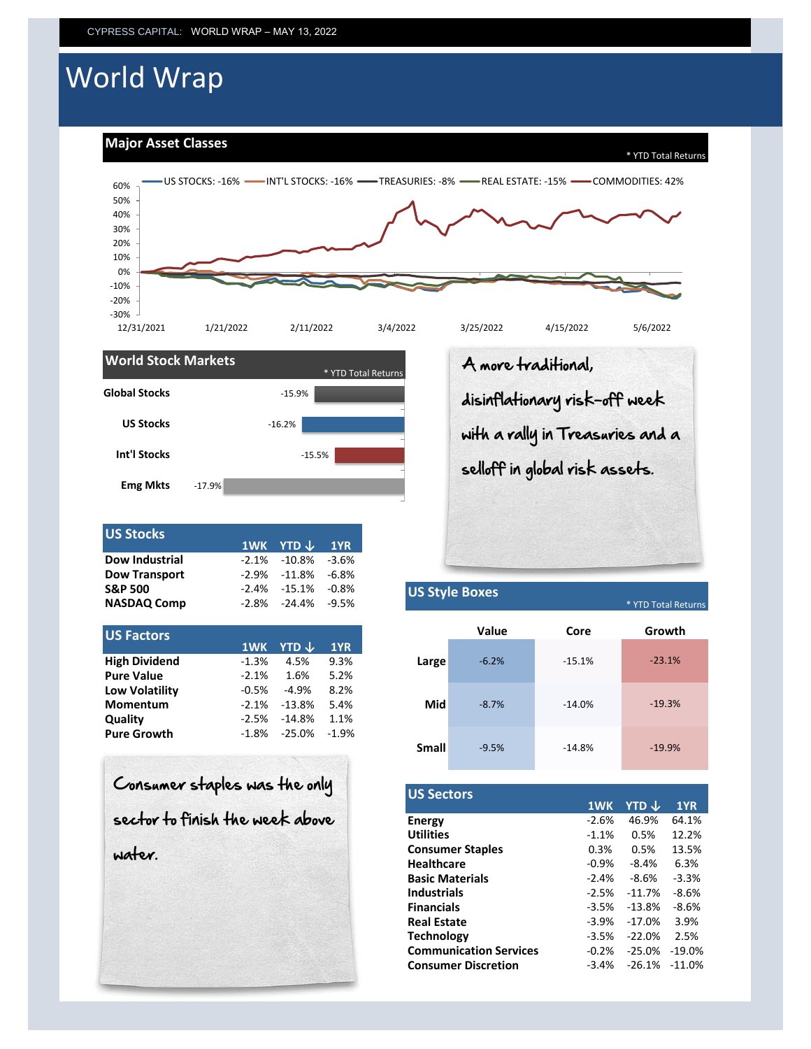CYPRESS CAPITAL: WORLD WRAP – MAY 13, 2022

# World Wrap

## Major Asset Classes

* YTD Total Returns

US STOCKS: -16% | INT'L STOCKS: -16% | TREASURIES: -8% | REAL ESTATE: -15% | COMMODITIES: 42%

## World Stock Markets

* YTD Total Returns

| Market | YTD |
|---|---|
| Global Stocks | -15.9% |
| US Stocks | -16.2% |
| Int'l Stocks | -15.5% |
| Emg Mkts | -17.9% |

*A more traditional, disinflationary risk-off week with a rally in Treasuries and a selloff in global risk assets.*

## US Stocks

| | 1WK | YTD ↓ | 1YR |
|---|---|---|---|
| Dow Industrial | -2.1% | -10.8% | -3.6% |
| Dow Transport | -2.9% | -11.8% | -6.8% |
| S&P 500 | -2.4% | -15.1% | -0.8% |
| NASDAQ Comp | -2.8% | -24.4% | -9.5% |

## US Factors

| | 1WK | YTD ↓ | 1YR |
|---|---|---|---|
| High Dividend | -1.3% | 4.5% | 9.3% |
| Pure Value | -2.1% | 1.6% | 5.2% |
| Low Volatility | -0.5% | -4.9% | 8.2% |
| Momentum | -2.1% | -13.8% | 5.4% |
| Quality | -2.5% | -14.8% | 1.1% |
| Pure Growth | -1.8% | -25.0% | -1.9% |

*Consumer staples was the only sector to finish the week above water.*

## US Style Boxes

* YTD Total Returns

| | Value | Core | Growth |
|---|---|---|---|
| Large | -6.2% | -15.1% | -23.1% |
| Mid | -8.7% | -14.0% | -19.3% |
| Small | -9.5% | -14.8% | -19.9% |

## US Sectors

| | 1WK | YTD ↓ | 1YR |
|---|---|---|---|
| Energy | -2.6% | 46.9% | 64.1% |
| Utilities | -1.1% | 0.5% | 12.2% |
| Consumer Staples | 0.3% | 0.5% | 13.5% |
| Healthcare | -0.9% | -8.4% | 6.3% |
| Basic Materials | -2.4% | -8.6% | -3.3% |
| Industrials | -2.5% | -11.7% | -8.6% |
| Financials | -3.5% | -13.8% | -8.6% |
| Real Estate | -3.9% | -17.0% | 3.9% |
| Technology | -3.5% | -22.0% | 2.5% |
| Communication Services | -0.2% | -25.0% | -19.0% |
| Consumer Discretion | -3.4% | -26.1% | -11.0% |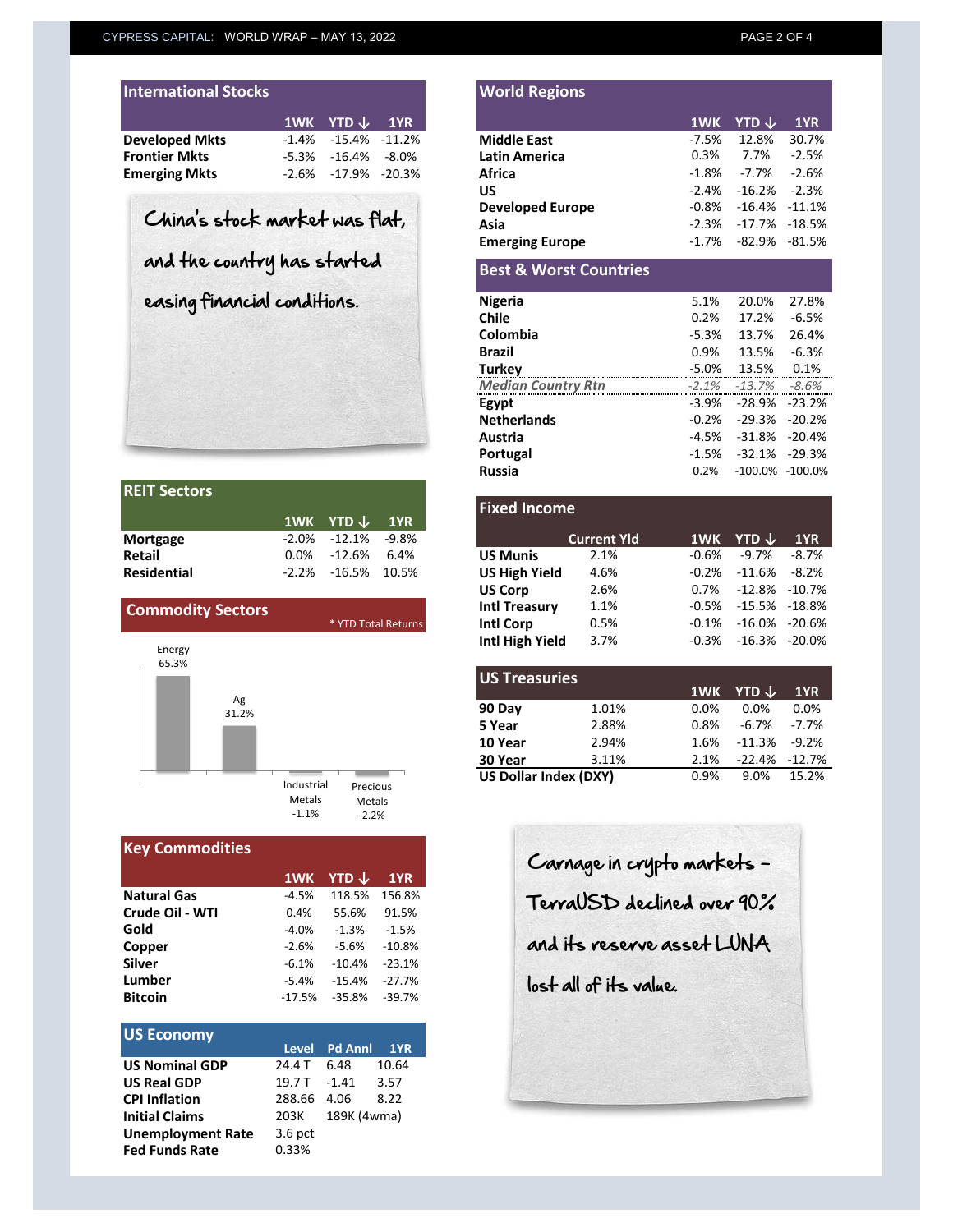## International Stocks

| | 1WK | YTD ↓ | 1YR |
|---|---|---|---|
| **Developed Mkts** | -1.4% | -15.4% | -11.2% |
| **Frontier Mkts** | -5.3% | -16.4% | -8.0% |
| **Emerging Mkts** | -2.6% | -17.9% | -20.3% |

China's stock market was flat, and the country has started easing financial conditions.

## REIT Sectors

| | 1WK | YTD ↓ | 1YR |
|---|---|---|---|
| **Mortgage** | -2.0% | -12.1% | -9.8% |
| **Retail** | 0.0% | -12.6% | 6.4% |
| **Residential** | -2.2% | -16.5% | 10.5% |

## Commodity Sectors

* YTD Total Returns

| Sector | YTD Total Return |
|---|---|
| Energy | 65.3% |
| Ag | 31.2% |
| Industrial Metals | -1.1% |
| Precious Metals | -2.2% |

## Key Commodities

| | 1WK | YTD ↓ | 1YR |
|---|---|---|---|
| **Natural Gas** | -4.5% | 118.5% | 156.8% |
| **Crude Oil - WTI** | 0.4% | 55.6% | 91.5% |
| **Gold** | -4.0% | -1.3% | -1.5% |
| **Copper** | -2.6% | -5.6% | -10.8% |
| **Silver** | -6.1% | -10.4% | -23.1% |
| **Lumber** | -5.4% | -15.4% | -27.7% |
| **Bitcoin** | -17.5% | -35.8% | -39.7% |

## US Economy

| | Level | Pd Annl | 1YR |
|---|---|---|---|
| **US Nominal GDP** | 24.4 T | 6.48 | 10.64 |
| **US Real GDP** | 19.7 T | -1.41 | 3.57 |
| **CPI Inflation** | 288.66 | 4.06 | 8.22 |
| **Initial Claims** | 203K | 189K (4wma) | |
| **Unemployment Rate** | 3.6 pct | | |
| **Fed Funds Rate** | 0.33% | | |

## World Regions

| | 1WK | YTD ↓ | 1YR |
|---|---|---|---|
| **Middle East** | -7.5% | 12.8% | 30.7% |
| **Latin America** | 0.3% | 7.7% | -2.5% |
| **Africa** | -1.8% | -7.7% | -2.6% |
| **US** | -2.4% | -16.2% | -2.3% |
| **Developed Europe** | -0.8% | -16.4% | -11.1% |
| **Asia** | -2.3% | -17.7% | -18.5% |
| **Emerging Europe** | -1.7% | -82.9% | -81.5% |

## Best & Worst Countries

| | 1WK | YTD | 1YR |
|---|---|---|---|
| **Nigeria** | 5.1% | 20.0% | 27.8% |
| **Chile** | 0.2% | 17.2% | -6.5% |
| **Colombia** | -5.3% | 13.7% | 26.4% |
| **Brazil** | 0.9% | 13.5% | -6.3% |
| **Turkey** | -5.0% | 13.5% | 0.1% |
| *Median Country Rtn* | *-2.1%* | *-13.7%* | *-8.6%* |
| **Egypt** | -3.9% | -28.9% | -23.2% |
| **Netherlands** | -0.2% | -29.3% | -20.2% |
| **Austria** | -4.5% | -31.8% | -20.4% |
| **Portugal** | -1.5% | -32.1% | -29.3% |
| **Russia** | 0.2% | -100.0% | -100.0% |

## Fixed Income

| | Current Yld | 1WK | YTD ↓ | 1YR |
|---|---|---|---|---|
| **US Munis** | 2.1% | -0.6% | -9.7% | -8.7% |
| **US High Yield** | 4.6% | -0.2% | -11.6% | -8.2% |
| **US Corp** | 2.6% | 0.7% | -12.8% | -10.7% |
| **Intl Treasury** | 1.1% | -0.5% | -15.5% | -18.8% |
| **Intl Corp** | 0.5% | -0.1% | -16.0% | -20.6% |
| **Intl High Yield** | 3.7% | -0.3% | -16.3% | -20.0% |

## US Treasuries

| | | 1WK | YTD ↓ | 1YR |
|---|---|---|---|---|
| **90 Day** | 1.01% | 0.0% | 0.0% | 0.0% |
| **5 Year** | 2.88% | 0.8% | -6.7% | -7.7% |
| **10 Year** | 2.94% | 1.6% | -11.3% | -9.2% |
| **30 Year** | 3.11% | 2.1% | -22.4% | -12.7% |
| **US Dollar Index (DXY)** | | 0.9% | 9.0% | 15.2% |

Carnage in crypto markets – TerraUSD declined over 90% and its reserve asset LUNA lost all of its value.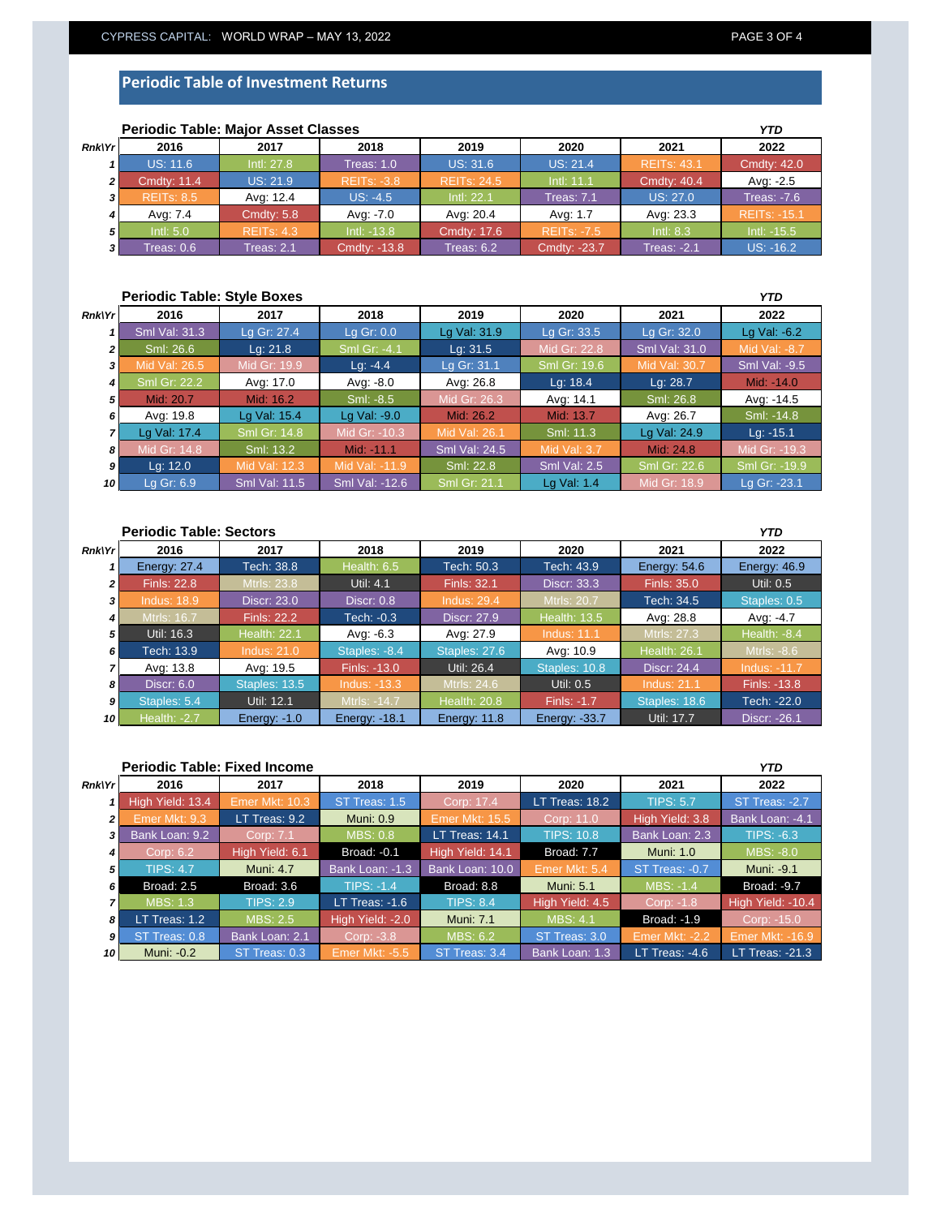## Periodic Table of Investment Returns

### Periodic Table: Major Asset Classes

| Rnk\Yr | 2016 | 2017 | 2018 | 2019 | 2020 | 2021 | YTD 2022 |
|---|---|---|---|---|---|---|---|
| 1 | US: 11.6 | Intl: 27.8 | Treas: 1.0 | US: 31.6 | US: 21.4 | REITs: 43.1 | Cmdty: 42.0 |
| 2 | Cmdty: 11.4 | US: 21.9 | REITs: -3.8 | REITs: 24.5 | Intl: 11.1 | Cmdty: 40.4 | Avg: -2.5 |
| 3 | REITs: 8.5 | Avg: 12.4 | US: -4.5 | Intl: 22.1 | Treas: 7.1 | US: 27.0 | Treas: -7.6 |
| 4 | Avg: 7.4 | Cmdty: 5.8 | Avg: -7.0 | Avg: 20.4 | Avg: 1.7 | Avg: 23.3 | REITs: -15.1 |
| 5 | Intl: 5.0 | REITs: 4.3 | Intl: -13.8 | Cmdty: 17.6 | REITs: -7.5 | Intl: 8.3 | Intl: -15.5 |
| 3 | Treas: 0.6 | Treas: 2.1 | Cmdty: -13.8 | Treas: 6.2 | Cmdty: -23.7 | Treas: -2.1 | US: -16.2 |

### Periodic Table: Style Boxes

| Rnk\Yr | 2016 | 2017 | 2018 | 2019 | 2020 | 2021 | YTD 2022 |
|---|---|---|---|---|---|---|---|
| 1 | Sml Val: 31.3 | Lg Gr: 27.4 | Lg Gr: 0.0 | Lg Val: 31.9 | Lg Gr: 33.5 | Lg Gr: 32.0 | Lg Val: -6.2 |
| 2 | Sml: 26.6 | Lg: 21.8 | Sml Gr: -4.1 | Lg: 31.5 | Mid Gr: 22.8 | Sml Val: 31.0 | Mid Val: -8.7 |
| 3 | Mid Val: 26.5 | Mid Gr: 19.9 | Lg: -4.4 | Lg Gr: 31.1 | Sml Gr: 19.6 | Mid Val: 30.7 | Sml Val: -9.5 |
| 4 | Sml Gr: 22.2 | Avg: 17.0 | Avg: -8.0 | Avg: 26.8 | Lg: 18.4 | Lg: 28.7 | Mid: -14.0 |
| 5 | Mid: 20.7 | Mid: 16.2 | Sml: -8.5 | Mid Gr: 26.3 | Avg: 14.1 | Sml: 26.8 | Avg: -14.5 |
| 6 | Avg: 19.8 | Lg Val: 15.4 | Lg Val: -9.0 | Mid: 26.2 | Mid: 13.7 | Avg: 26.7 | Sml: -14.8 |
| 7 | Lg Val: 17.4 | Sml Gr: 14.8 | Mid Gr: -10.3 | Mid Val: 26.1 | Sml: 11.3 | Lg Val: 24.9 | Lg: -15.1 |
| 8 | Mid Gr: 14.8 | Sml: 13.2 | Mid: -11.1 | Sml Val: 24.5 | Mid Val: 3.7 | Mid: 24.8 | Mid Gr: -19.3 |
| 9 | Lg: 12.0 | Mid Val: 12.3 | Mid Val: -11.9 | Sml: 22.8 | Sml Val: 2.5 | Sml Gr: 22.6 | Sml Gr: -19.9 |
| 10 | Lg Gr: 6.9 | Sml Val: 11.5 | Sml Val: -12.6 | Sml Gr: 21.1 | Lg Val: 1.4 | Mid Gr: 18.9 | Lg Gr: -23.1 |

### Periodic Table: Sectors

| Rnk\Yr | 2016 | 2017 | 2018 | 2019 | 2020 | 2021 | YTD 2022 |
|---|---|---|---|---|---|---|---|
| 1 | Energy: 27.4 | Tech: 38.8 | Health: 6.5 | Tech: 50.3 | Tech: 43.9 | Energy: 54.6 | Energy: 46.9 |
| 2 | Finls: 22.8 | Mtrls: 23.8 | Util: 4.1 | Finls: 32.1 | Discr: 33.3 | Finls: 35.0 | Util: 0.5 |
| 3 | Indus: 18.9 | Discr: 23.0 | Discr: 0.8 | Indus: 29.4 | Mtrls: 20.7 | Tech: 34.5 | Staples: 0.5 |
| 4 | Mtrls: 16.7 | Finls: 22.2 | Tech: -0.3 | Discr: 27.9 | Health: 13.5 | Avg: 28.8 | Avg: -4.7 |
| 5 | Util: 16.3 | Health: 22.1 | Avg: -6.3 | Avg: 27.9 | Indus: 11.1 | Mtrls: 27.3 | Health: -8.4 |
| 6 | Tech: 13.9 | Indus: 21.0 | Staples: -8.4 | Staples: 27.6 | Avg: 10.9 | Health: 26.1 | Mtrls: -8.6 |
| 7 | Avg: 13.8 | Avg: 19.5 | Finls: -13.0 | Util: 26.4 | Staples: 10.8 | Discr: 24.4 | Indus: -11.7 |
| 8 | Discr: 6.0 | Staples: 13.5 | Indus: -13.3 | Mtrls: 24.6 | Util: 0.5 | Indus: 21.1 | Finls: -13.8 |
| 9 | Staples: 5.4 | Util: 12.1 | Mtrls: -14.7 | Health: 20.8 | Finls: -1.7 | Staples: 18.6 | Tech: -22.0 |
| 10 | Health: -2.7 | Energy: -1.0 | Energy: -18.1 | Energy: 11.8 | Energy: -33.7 | Util: 17.7 | Discr: -26.1 |

### Periodic Table: Fixed Income

| Rnk\Yr | 2016 | 2017 | 2018 | 2019 | 2020 | 2021 | YTD 2022 |
|---|---|---|---|---|---|---|---|
| 1 | High Yield: 13.4 | Emer Mkt: 10.3 | ST Treas: 1.5 | Corp: 17.4 | LT Treas: 18.2 | TIPS: 5.7 | ST Treas: -2.7 |
| 2 | Emer Mkt: 9.3 | LT Treas: 9.2 | Muni: 0.9 | Emer Mkt: 15.5 | Corp: 11.0 | High Yield: 3.8 | Bank Loan: -4.1 |
| 3 | Bank Loan: 9.2 | Corp: 7.1 | MBS: 0.8 | LT Treas: 14.1 | TIPS: 10.8 | Bank Loan: 2.3 | TIPS: -6.3 |
| 4 | Corp: 6.2 | High Yield: 6.1 | Broad: -0.1 | High Yield: 14.1 | Broad: 7.7 | Muni: 1.0 | MBS: -8.0 |
| 5 | TIPS: 4.7 | Muni: 4.7 | Bank Loan: -1.3 | Bank Loan: 10.0 | Emer Mkt: 5.4 | ST Treas: -0.7 | Muni: -9.1 |
| 6 | Broad: 2.5 | Broad: 3.6 | TIPS: -1.4 | Broad: 8.8 | Muni: 5.1 | MBS: -1.4 | Broad: -9.7 |
| 7 | MBS: 1.3 | TIPS: 2.9 | LT Treas: -1.6 | TIPS: 8.4 | High Yield: 4.5 | Corp: -1.8 | High Yield: -10.4 |
| 8 | LT Treas: 1.2 | MBS: 2.5 | High Yield: -2.0 | Muni: 7.1 | MBS: 4.1 | Broad: -1.9 | Corp: -15.0 |
| 9 | ST Treas: 0.8 | Bank Loan: 2.1 | Corp: -3.8 | MBS: 6.2 | ST Treas: 3.0 | Emer Mkt: -2.2 | Emer Mkt: -16.9 |
| 10 | Muni: -0.2 | ST Treas: 0.3 | Emer Mkt: -5.5 | ST Treas: 3.4 | Bank Loan: 1.3 | LT Treas: -4.6 | LT Treas: -21.3 |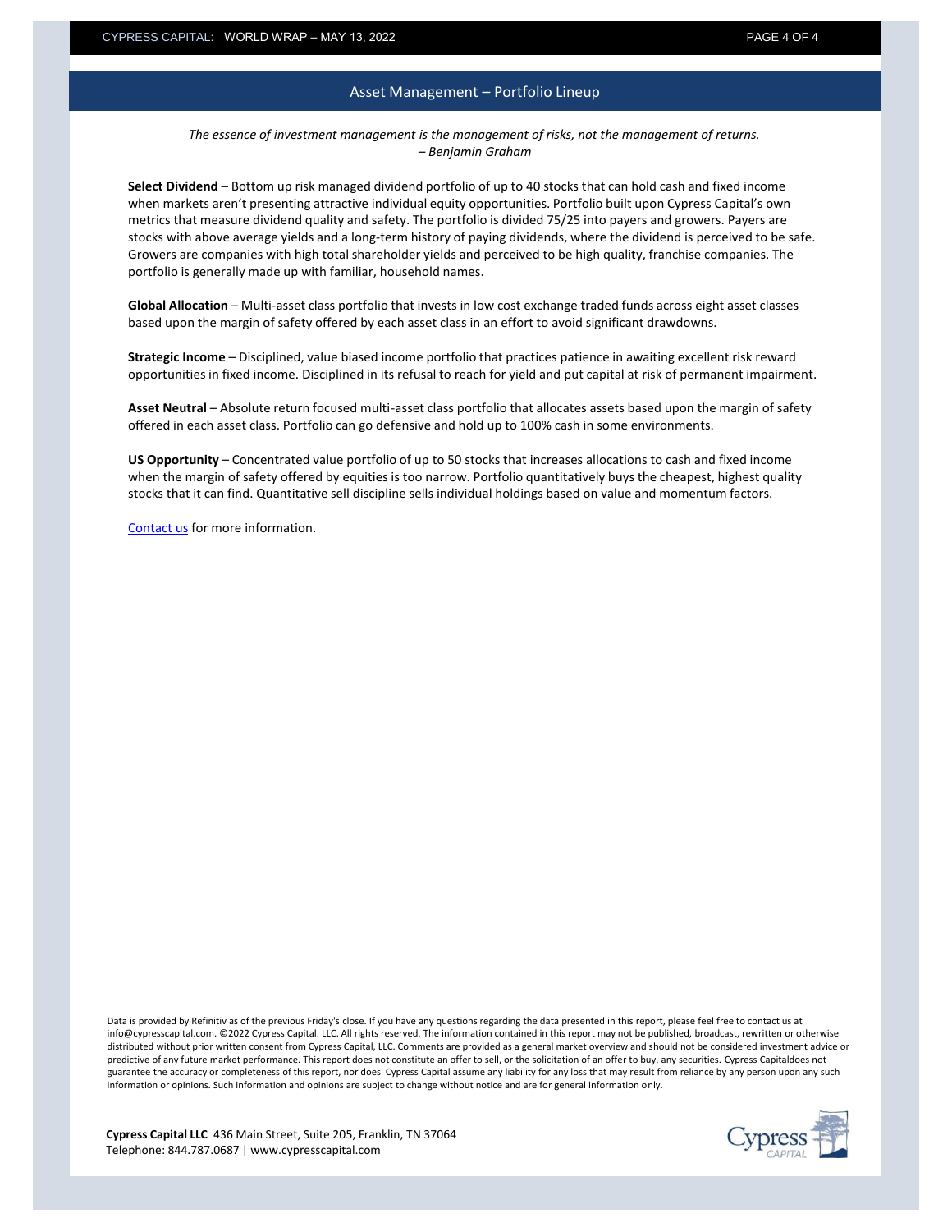## Asset Management – Portfolio Lineup

*The essence of investment management is the management of risks, not the management of returns.*
*– Benjamin Graham*

**Select Dividend** – Bottom up risk managed dividend portfolio of up to 40 stocks that can hold cash and fixed income when markets aren't presenting attractive individual equity opportunities. Portfolio built upon Cypress Capital's own metrics that measure dividend quality and safety. The portfolio is divided 75/25 into payers and growers. Payers are stocks with above average yields and a long-term history of paying dividends, where the dividend is perceived to be safe. Growers are companies with high total shareholder yields and perceived to be high quality, franchise companies. The portfolio is generally made up with familiar, household names.

**Global Allocation** – Multi-asset class portfolio that invests in low cost exchange traded funds across eight asset classes based upon the margin of safety offered by each asset class in an effort to avoid significant drawdowns.

**Strategic Income** – Disciplined, value biased income portfolio that practices patience in awaiting excellent risk reward opportunities in fixed income. Disciplined in its refusal to reach for yield and put capital at risk of permanent impairment.

**Asset Neutral** – Absolute return focused multi-asset class portfolio that allocates assets based upon the margin of safety offered in each asset class. Portfolio can go defensive and hold up to 100% cash in some environments.

**US Opportunity** – Concentrated value portfolio of up to 50 stocks that increases allocations to cash and fixed income when the margin of safety offered by equities is too narrow. Portfolio quantitatively buys the cheapest, highest quality stocks that it can find. Quantitative sell discipline sells individual holdings based on value and momentum factors.

Contact us for more information.

Data is provided by Refinitiv as of the previous Friday's close. If you have any questions regarding the data presented in this report, please feel free to contact us at info@cypresscapital.com. ©2022 Cypress Capital. LLC. All rights reserved. The information contained in this report may not be published, broadcast, rewritten or otherwise distributed without prior written consent from Cypress Capital, LLC. Comments are provided as a general market overview and should not be considered investment advice or predictive of any future market performance. This report does not constitute an offer to sell, or the solicitation of an offer to buy, any securities. Cypress Capitaldoes not guarantee the accuracy or completeness of this report, nor does Cypress Capital assume any liability for any loss that may result from reliance by any person upon any such information or opinions. Such information and opinions are subject to change without notice and are for general information only.

**Cypress Capital LLC** 436 Main Street, Suite 205, Franklin, TN 37064
Telephone: 844.787.0687 | www.cypresscapital.com